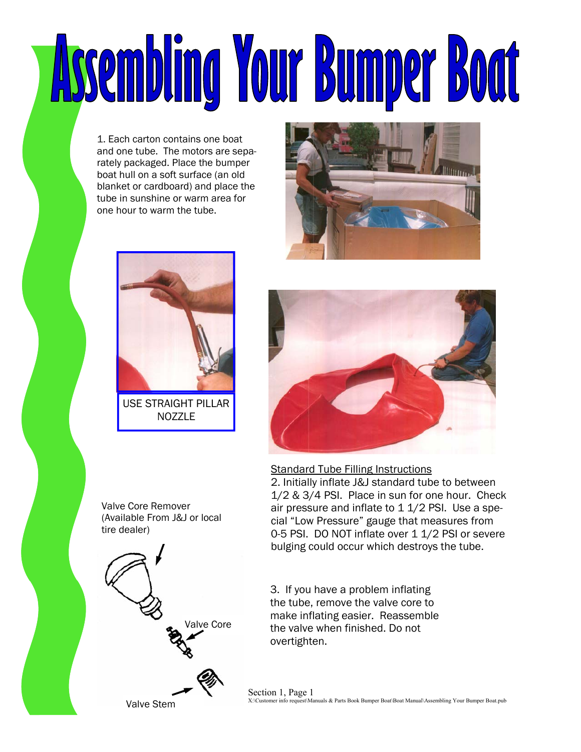# Assembling Your Bumper Boat

1. Each carton contains one boat and one tube. The motors are separately packaged. Place the bumper boat hull on a soft surface (an old blanket or cardboard) and place the tube in sunshine or warm area for one hour to warm the tube.

USE STRAIGHT PILLAR NOZZLE

Standard Tube Filling Instructions

2. Initially inflate J&J standard tube to between 1/2 & 3/4 PSI. Place in sun for one hour. Check air pressure and inflate to 1 1/2 PSI. Use a special "Low Pressure" gauge that measures from 0-5 PSI. DO NOT inflate over 1 1/2 PSI or severe bulging could occur which destroys the tube.

Valve Core Remover (Available From J&J or local tire dealer)

Valve Core

Valve Stem

3. If you have a problem inflating the tube, remove the valve core to make inflating easier. Reassemble the valve when finished. Do not overtighten.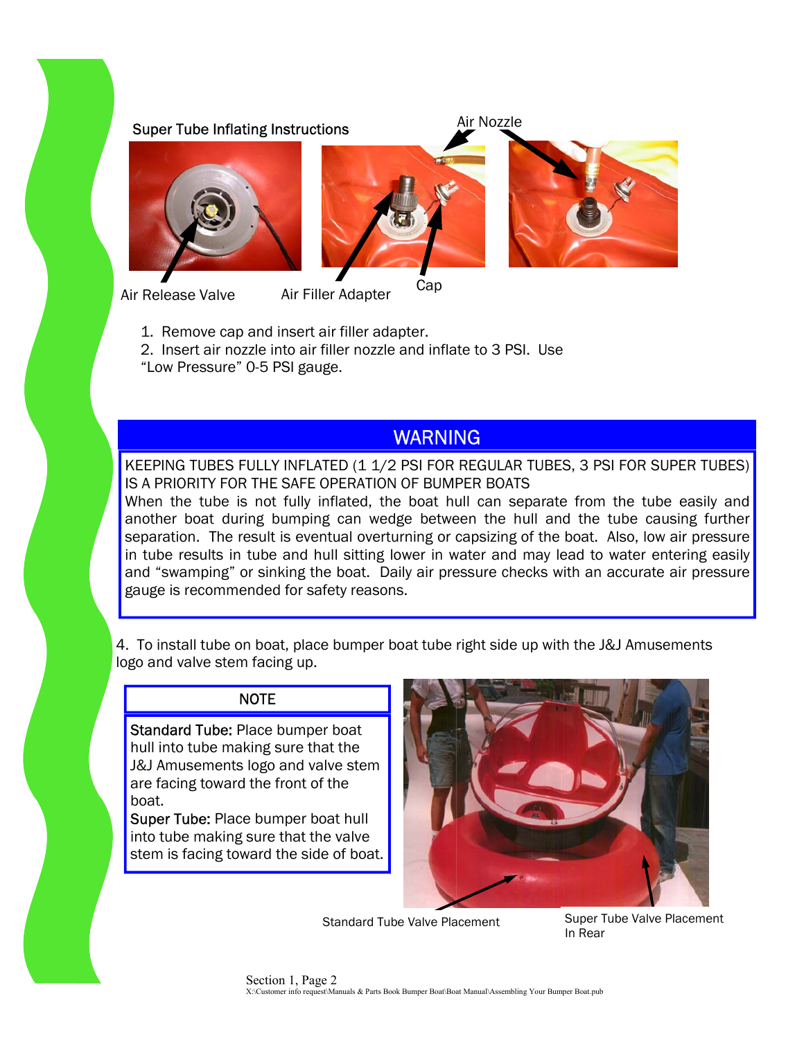## Super Tube Inflating Instructions

Air Nozzle

Air Release Valve

Air Filler Adapter

Cap

1. Remove cap and insert air filler adapter.
2. Insert air nozzle into air filler nozzle and inflate to 3 PSI. Use "Low Pressure" 0-5 PSI gauge.

## WARNING

KEEPING TUBES FULLY INFLATED (1 1/2 PSI FOR REGULAR TUBES, 3 PSI FOR SUPER TUBES) IS A PRIORITY FOR THE SAFE OPERATION OF BUMPER BOATS

When the tube is not fully inflated, the boat hull can separate from the tube easily and another boat during bumping can wedge between the hull and the tube causing further separation. The result is eventual overturning or capsizing of the boat. Also, low air pressure in tube results in tube and hull sitting lower in water and may lead to water entering easily and "swamping" or sinking the boat. Daily air pressure checks with an accurate air pressure gauge is recommended for safety reasons.

4. To install tube on boat, place bumper boat tube right side up with the J&J Amusements logo and valve stem facing up.

### NOTE

**Standard Tube:** Place bumper boat hull into tube making sure that the J&J Amusements logo and valve stem are facing toward the front of the boat.

**Super Tube:** Place bumper boat hull into tube making sure that the valve stem is facing toward the side of boat.

Standard Tube Valve Placement

Super Tube Valve Placement In Rear

Section 1, Page 2

X:\Customer info request\Manuals & Parts Book Bumper Boat\Boat Manual\Assembling Your Bumper Boat.pub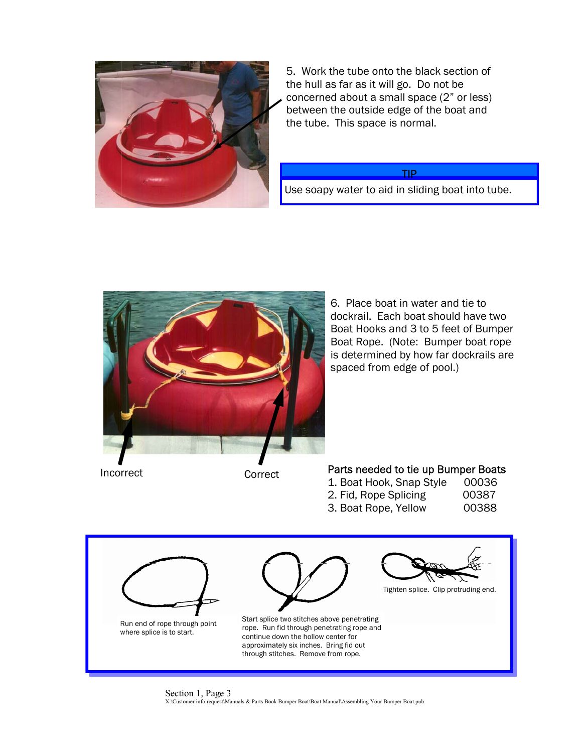5. Work the tube onto the black section of the hull as far as it will go. Do not be concerned about a small space (2" or less) between the outside edge of the boat and the tube. This space is normal.

| TIP |
|---|
| Use soapy water to aid in sliding boat into tube. |

6. Place boat in water and tie to dockrail. Each boat should have two Boat Hooks and 3 to 5 feet of Bumper Boat Rope. (Note: Bumper boat rope is determined by how far dockrails are spaced from edge of pool.)

Incorrect

Correct

Parts needed to tie up Bumper Boats

| | |
|---|---|
| 1. Boat Hook, Snap Style | 00036 |
| 2. Fid, Rope Splicing | 00387 |
| 3. Boat Rope, Yellow | 00388 |

Run end of rope through point where splice is to start.

Start splice two stitches above penetrating rope. Run fid through penetrating rope and continue down the hollow center for approximately six inches. Bring fid out through stitches. Remove from rope.

Tighten splice. Clip protruding end.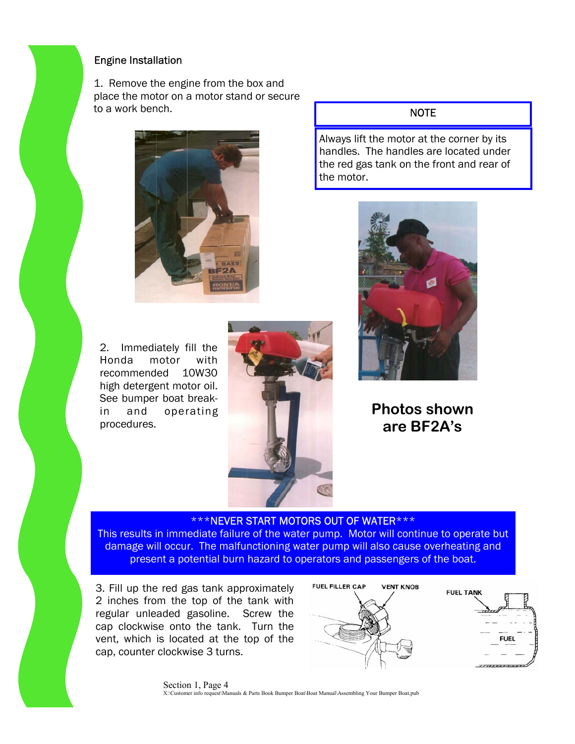## Engine Installation

1. Remove the engine from the box and place the motor on a motor stand or secure to a work bench.

**NOTE**

Always lift the motor at the corner by its handles. The handles are located under the red gas tank on the front and rear of the motor.

2. Immediately fill the Honda motor with recommended 10W30 high detergent motor oil. See bumper boat break-in and operating procedures.

**Photos shown are BF2A's**

***NEVER START MOTORS OUT OF WATER***

This results in immediate failure of the water pump. Motor will continue to operate but damage will occur. The malfunctioning water pump will also cause overheating and present a potential burn hazard to operators and passengers of the boat.

3. Fill up the red gas tank approximately 2 inches from the top of the tank with regular unleaded gasoline. Screw the cap clockwise onto the tank. Turn the vent, which is located at the top of the cap, counter clockwise 3 turns.

FUEL FILLER CAP VENT KNOB

FUEL TANK

FUEL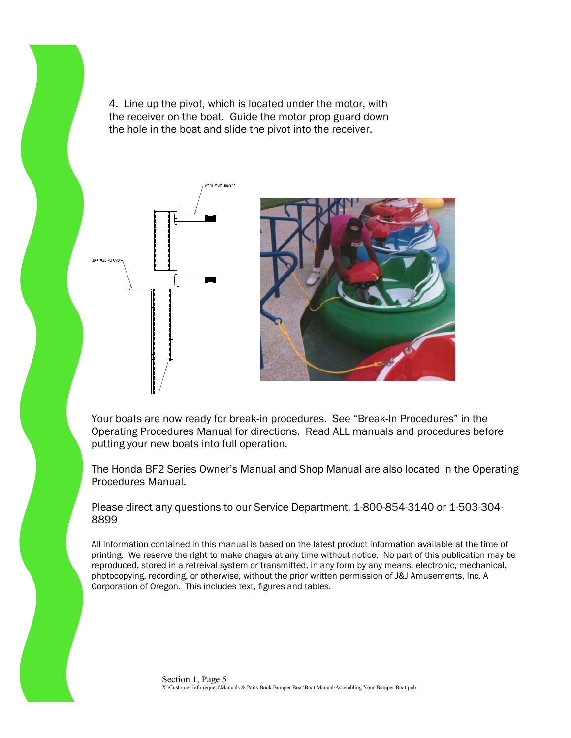4. Line up the pivot, which is located under the motor, with the receiver on the boat. Guide the motor prop guard down the hole in the boat and slide the pivot into the receiver.

MOTOR PIVOT BRACKET

BOAT HULL RECEIVER

Your boats are now ready for break-in procedures. See "Break-In Procedures" in the Operating Procedures Manual for directions. Read ALL manuals and procedures before putting your new boats into full operation.

The Honda BF2 Series Owner's Manual and Shop Manual are also located in the Operating Procedures Manual.

Please direct any questions to our Service Department, 1-800-854-3140 or 1-503-304-8899

All information contained in this manual is based on the latest product information available at the time of printing. We reserve the right to make chages at any time without notice. No part of this publication may be reproduced, stored in a retreival system or transmitted, in any form by any means, electronic, mechanical, photocopying, recording, or otherwise, without the prior written permission of J&J Amusements, Inc. A Corporation of Oregon. This includes text, figures and tables.

X:\Customer info request\Manuals & Parts Book Bumper Boat\Boat Manual\Assembling Your Bumper Boat.pub